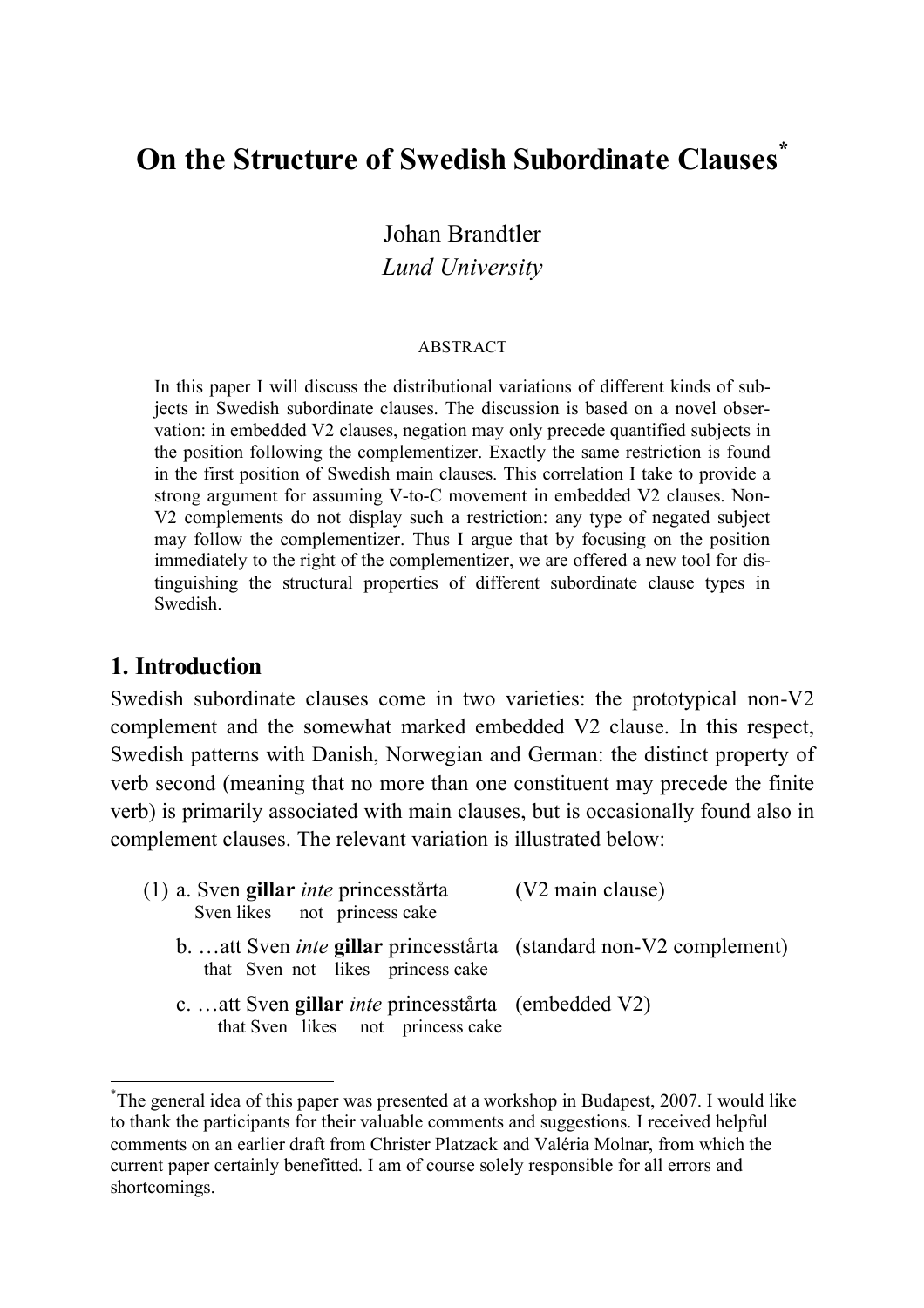# On the Structure of Swedish Subordinate Clauses[*]

Johan Brandtler
*Lund University*

ABSTRACT

In this paper I will discuss the distributional variations of different kinds of subjects in Swedish subordinate clauses. The discussion is based on a novel observation: in embedded V2 clauses, negation may only precede quantified subjects in the position following the complementizer. Exactly the same restriction is found in the first position of Swedish main clauses. This correlation I take to provide a strong argument for assuming V-to-C movement in embedded V2 clauses. Non-V2 complements do not display such a restriction: any type of negated subject may follow the complementizer. Thus I argue that by focusing on the position immediately to the right of the complementizer, we are offered a new tool for distinguishing the structural properties of different subordinate clause types in Swedish.

## 1. Introduction

Swedish subordinate clauses come in two varieties: the prototypical non-V2 complement and the somewhat marked embedded V2 clause. In this respect, Swedish patterns with Danish, Norwegian and German: the distinct property of verb second (meaning that no more than one constituent may precede the finite verb) is primarily associated with main clauses, but is occasionally found also in complement clauses. The relevant variation is illustrated below:

(1) a. Sven **gillar** *inte* princesstårta (V2 main clause)
   Sven likes not princess cake

b. …att Sven *inte* **gillar** princesstårta (standard non-V2 complement)
   that Sven not likes princess cake

c. …att Sven **gillar** *inte* princesstårta (embedded V2)
   that Sven likes not princess cake

[*] The general idea of this paper was presented at a workshop in Budapest, 2007. I would like to thank the participants for their valuable comments and suggestions. I received helpful comments on an earlier draft from Christer Platzack and Valéria Molnar, from which the current paper certainly benefitted. I am of course solely responsible for all errors and shortcomings.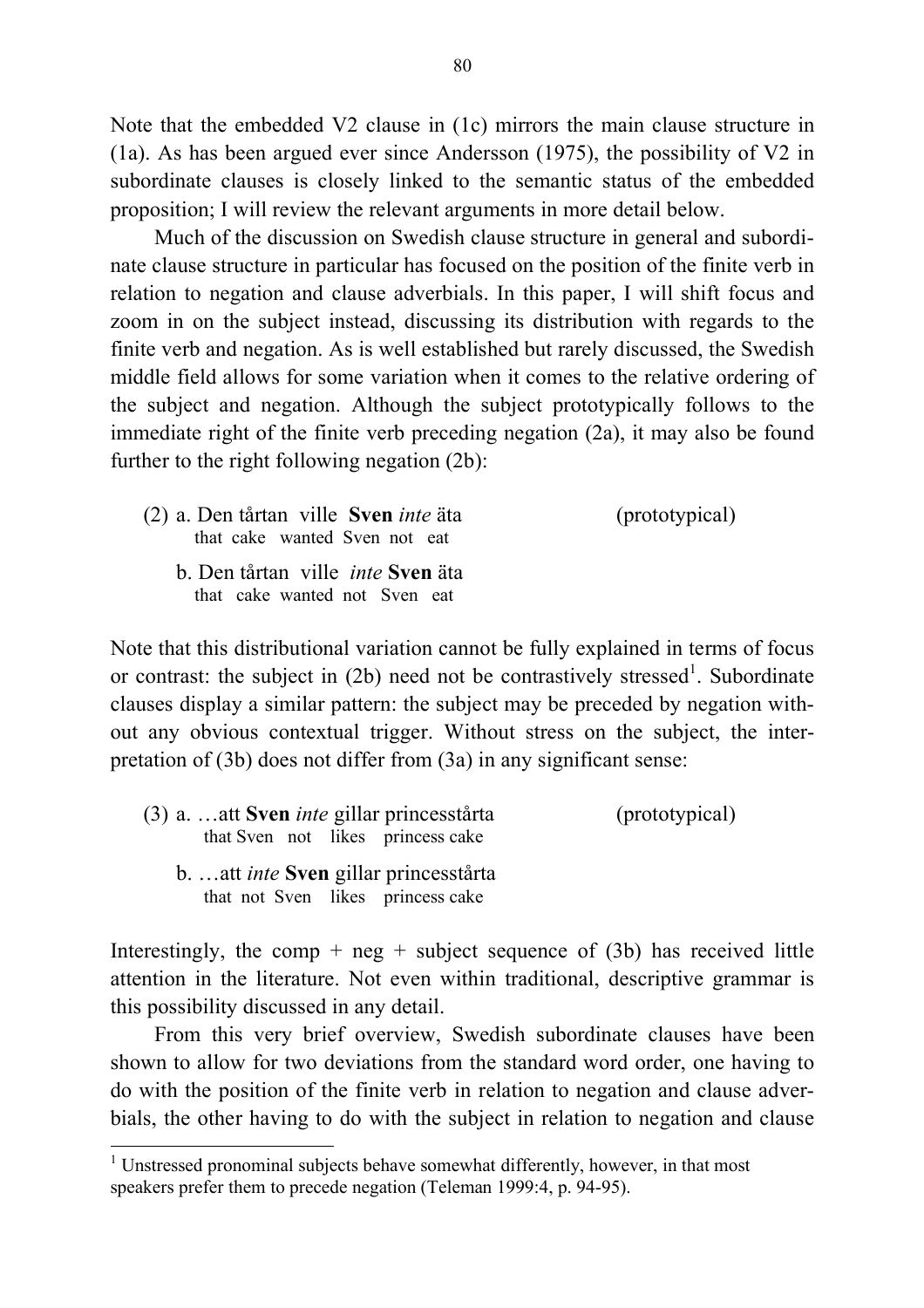Note that the embedded V2 clause in (1c) mirrors the main clause structure in (1a). As has been argued ever since Andersson (1975), the possibility of V2 in subordinate clauses is closely linked to the semantic status of the embedded proposition; I will review the relevant arguments in more detail below.

Much of the discussion on Swedish clause structure in general and subordinate clause structure in particular has focused on the position of the finite verb in relation to negation and clause adverbials. In this paper, I will shift focus and zoom in on the subject instead, discussing its distribution with regards to the finite verb and negation. As is well established but rarely discussed, the Swedish middle field allows for some variation when it comes to the relative ordering of the subject and negation. Although the subject prototypically follows to the immediate right of the finite verb preceding negation (2a), it may also be found further to the right following negation (2b):

(2) a. Den tårtan ville **Sven** *inte* äta (prototypical)
    that cake wanted Sven not eat

  b. Den tårtan ville *inte* **Sven** äta
    that cake wanted not Sven eat

Note that this distributional variation cannot be fully explained in terms of focus or contrast: the subject in (2b) need not be contrastively stressed[1]. Subordinate clauses display a similar pattern: the subject may be preceded by negation without any obvious contextual trigger. Without stress on the subject, the interpretation of (3b) does not differ from (3a) in any significant sense:

(3) a. …att **Sven** *inte* gillar princesstårta (prototypical)
    that Sven not likes princess cake

  b. …att *inte* **Sven** gillar princesstårta
    that not Sven likes princess cake

Interestingly, the comp + neg + subject sequence of (3b) has received little attention in the literature. Not even within traditional, descriptive grammar is this possibility discussed in any detail.

From this very brief overview, Swedish subordinate clauses have been shown to allow for two deviations from the standard word order, one having to do with the position of the finite verb in relation to negation and clause adverbials, the other having to do with the subject in relation to negation and clause

[1] Unstressed pronominal subjects behave somewhat differently, however, in that most speakers prefer them to precede negation (Teleman 1999:4, p. 94-95).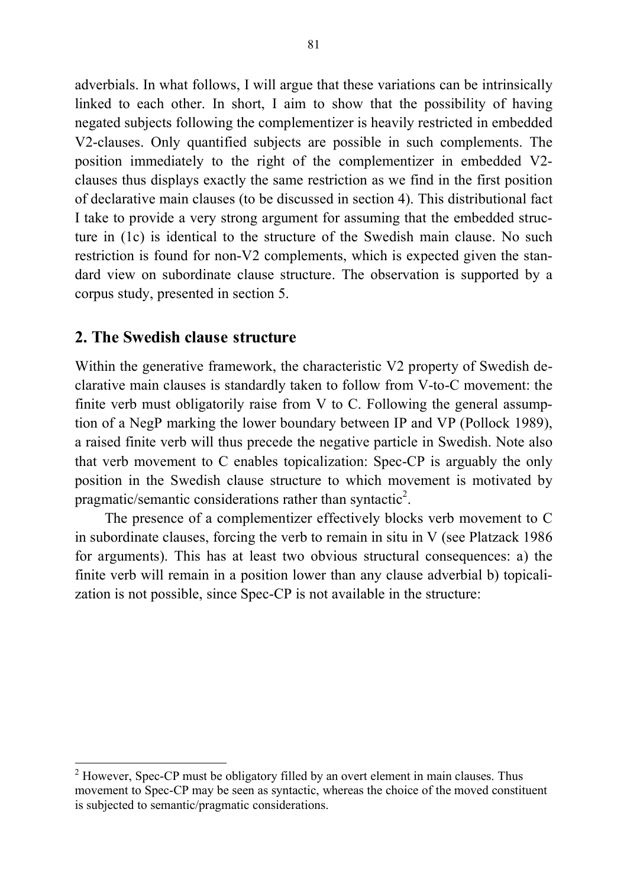adverbials. In what follows, I will argue that these variations can be intrinsically linked to each other. In short, I aim to show that the possibility of having negated subjects following the complementizer is heavily restricted in embedded V2-clauses. Only quantified subjects are possible in such complements. The position immediately to the right of the complementizer in embedded V2-clauses thus displays exactly the same restriction as we find in the first position of declarative main clauses (to be discussed in section 4). This distributional fact I take to provide a very strong argument for assuming that the embedded structure in (1c) is identical to the structure of the Swedish main clause. No such restriction is found for non-V2 complements, which is expected given the standard view on subordinate clause structure. The observation is supported by a corpus study, presented in section 5.

## 2. The Swedish clause structure

Within the generative framework, the characteristic V2 property of Swedish declarative main clauses is standardly taken to follow from V-to-C movement: the finite verb must obligatorily raise from V to C. Following the general assumption of a NegP marking the lower boundary between IP and VP (Pollock 1989), a raised finite verb will thus precede the negative particle in Swedish. Note also that verb movement to C enables topicalization: Spec-CP is arguably the only position in the Swedish clause structure to which movement is motivated by pragmatic/semantic considerations rather than syntactic[2].

The presence of a complementizer effectively blocks verb movement to C in subordinate clauses, forcing the verb to remain in situ in V (see Platzack 1986 for arguments). This has at least two obvious structural consequences: a) the finite verb will remain in a position lower than any clause adverbial b) topicalization is not possible, since Spec-CP is not available in the structure:

---

[2] However, Spec-CP must be obligatory filled by an overt element in main clauses. Thus movement to Spec-CP may be seen as syntactic, whereas the choice of the moved constituent is subjected to semantic/pragmatic considerations.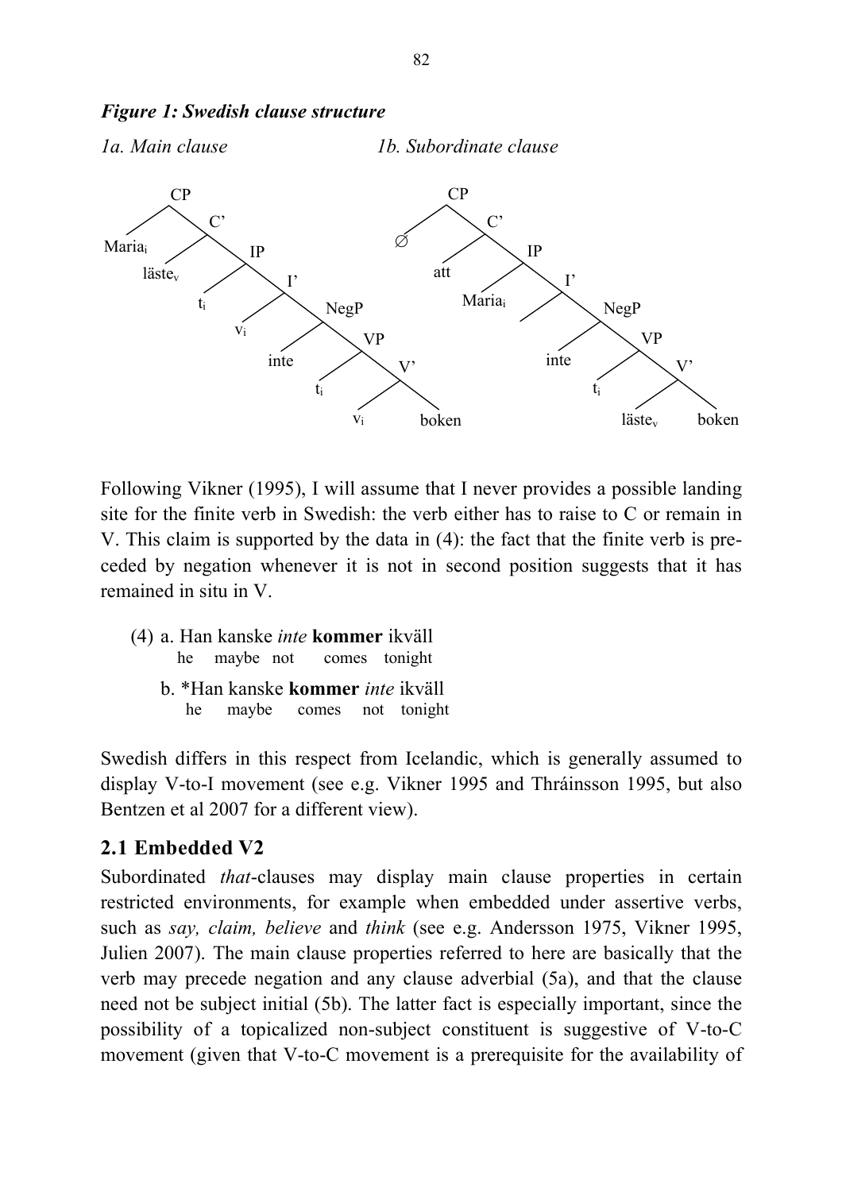***Figure 1: Swedish clause structure***

*1a. Main clause* *1b. Subordinate clause*

```
1a. Main clause                         1b. Subordinate clause

CP                                      CP
├─ Maria_i                              ├─ ∅
└─ C'                                   └─ C'
   ├─ läste_v                              ├─ att
   └─ IP                                   └─ IP
      ├─ t_i                                  ├─ Maria_i
      └─ I'                                   └─ I'
         ├─ v_i                                  ├─ (empty)
         └─ NegP                                 └─ NegP
            ├─ inte                                 ├─ inte
            └─ VP                                   └─ VP
               ├─ t_i                                  ├─ t_i
               └─ V'                                   └─ V'
                  ├─ v_i                                  ├─ läste_v
                  └─ boken                                └─ boken
```

Following Vikner (1995), I will assume that I never provides a possible landing site for the finite verb in Swedish: the verb either has to raise to C or remain in V. This claim is supported by the data in (4): the fact that the finite verb is preceded by negation whenever it is not in second position suggests that it has remained in situ in V.

(4) a. Han kanske *inte* **kommer** ikväll
he maybe not comes tonight

b. \*Han kanske **kommer** *inte* ikväll
he maybe comes not tonight

Swedish differs in this respect from Icelandic, which is generally assumed to display V-to-I movement (see e.g. Vikner 1995 and Thráinsson 1995, but also Bentzen et al 2007 for a different view).

## 2.1 Embedded V2

Subordinated *that*-clauses may display main clause properties in certain restricted environments, for example when embedded under assertive verbs, such as *say, claim, believe* and *think* (see e.g. Andersson 1975, Vikner 1995, Julien 2007). The main clause properties referred to here are basically that the verb may precede negation and any clause adverbial (5a), and that the clause need not be subject initial (5b). The latter fact is especially important, since the possibility of a topicalized non-subject constituent is suggestive of V-to-C movement (given that V-to-C movement is a prerequisite for the availability of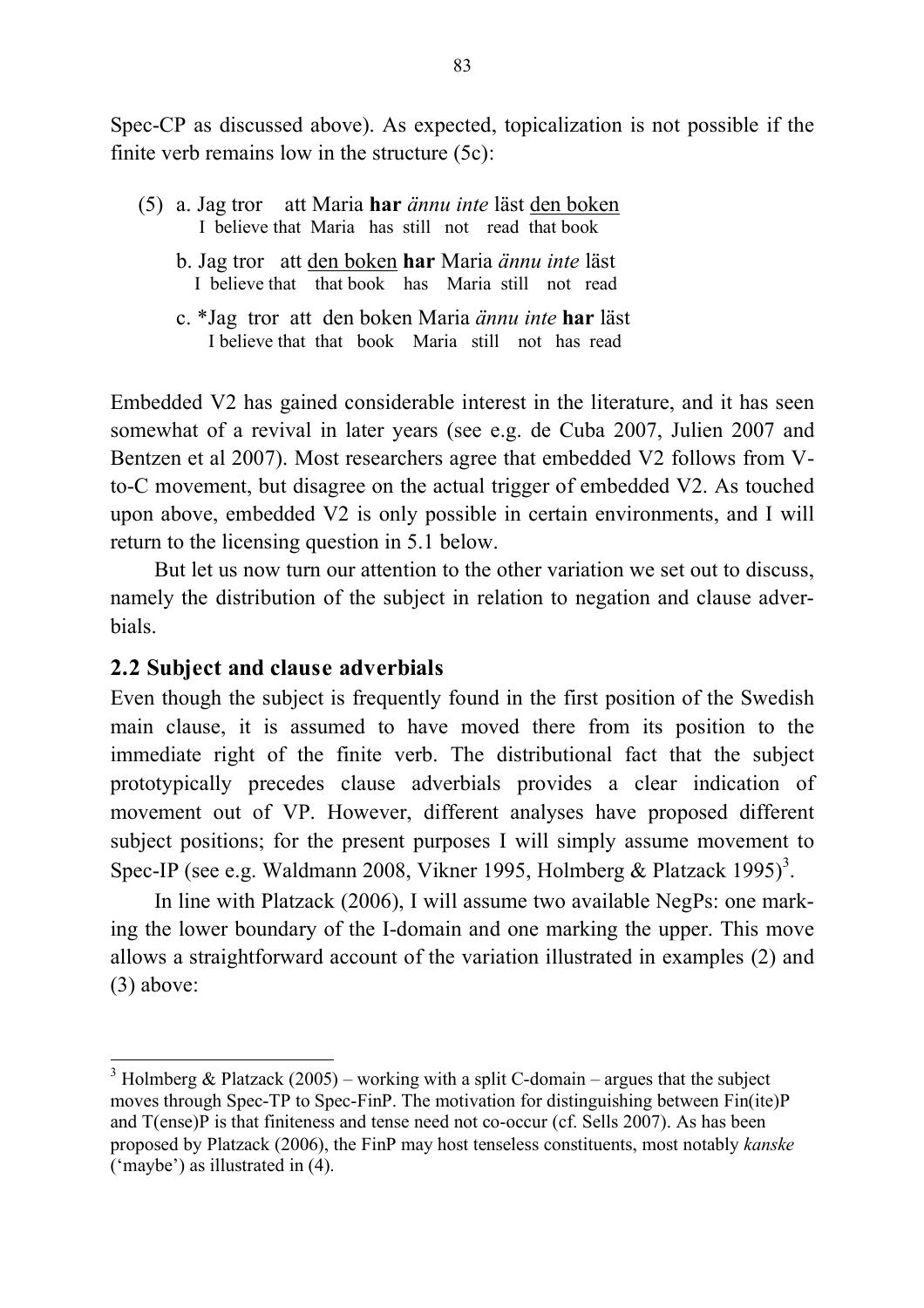Spec-CP as discussed above). As expected, topicalization is not possible if the finite verb remains low in the structure (5c):

(5) a. Jag tror att Maria **har** *ännu inte* läst <u>den boken</u>
   I believe that Maria has still not read that book

   b. Jag tror att <u>den boken</u> **har** Maria *ännu inte* läst
   I believe that that book has Maria still not read

   c. *Jag tror att den boken Maria *ännu inte* **har** läst
   I believe that that book Maria still not has read

Embedded V2 has gained considerable interest in the literature, and it has seen somewhat of a revival in later years (see e.g. de Cuba 2007, Julien 2007 and Bentzen et al 2007). Most researchers agree that embedded V2 follows from V-to-C movement, but disagree on the actual trigger of embedded V2. As touched upon above, embedded V2 is only possible in certain environments, and I will return to the licensing question in 5.1 below.

But let us now turn our attention to the other variation we set out to discuss, namely the distribution of the subject in relation to negation and clause adverbials.

## 2.2 Subject and clause adverbials

Even though the subject is frequently found in the first position of the Swedish main clause, it is assumed to have moved there from its position to the immediate right of the finite verb. The distributional fact that the subject prototypically precedes clause adverbials provides a clear indication of movement out of VP. However, different analyses have proposed different subject positions; for the present purposes I will simply assume movement to Spec-IP (see e.g. Waldmann 2008, Vikner 1995, Holmberg & Platzack 1995)[3].

In line with Platzack (2006), I will assume two available NegPs: one marking the lower boundary of the I-domain and one marking the upper. This move allows a straightforward account of the variation illustrated in examples (2) and (3) above:

---

[3] Holmberg & Platzack (2005) – working with a split C-domain – argues that the subject moves through Spec-TP to Spec-FinP. The motivation for distinguishing between Fin(ite)P and T(ense)P is that finiteness and tense need not co-occur (cf. Sells 2007). As has been proposed by Platzack (2006), the FinP may host tenseless constituents, most notably *kanske* ('maybe') as illustrated in (4).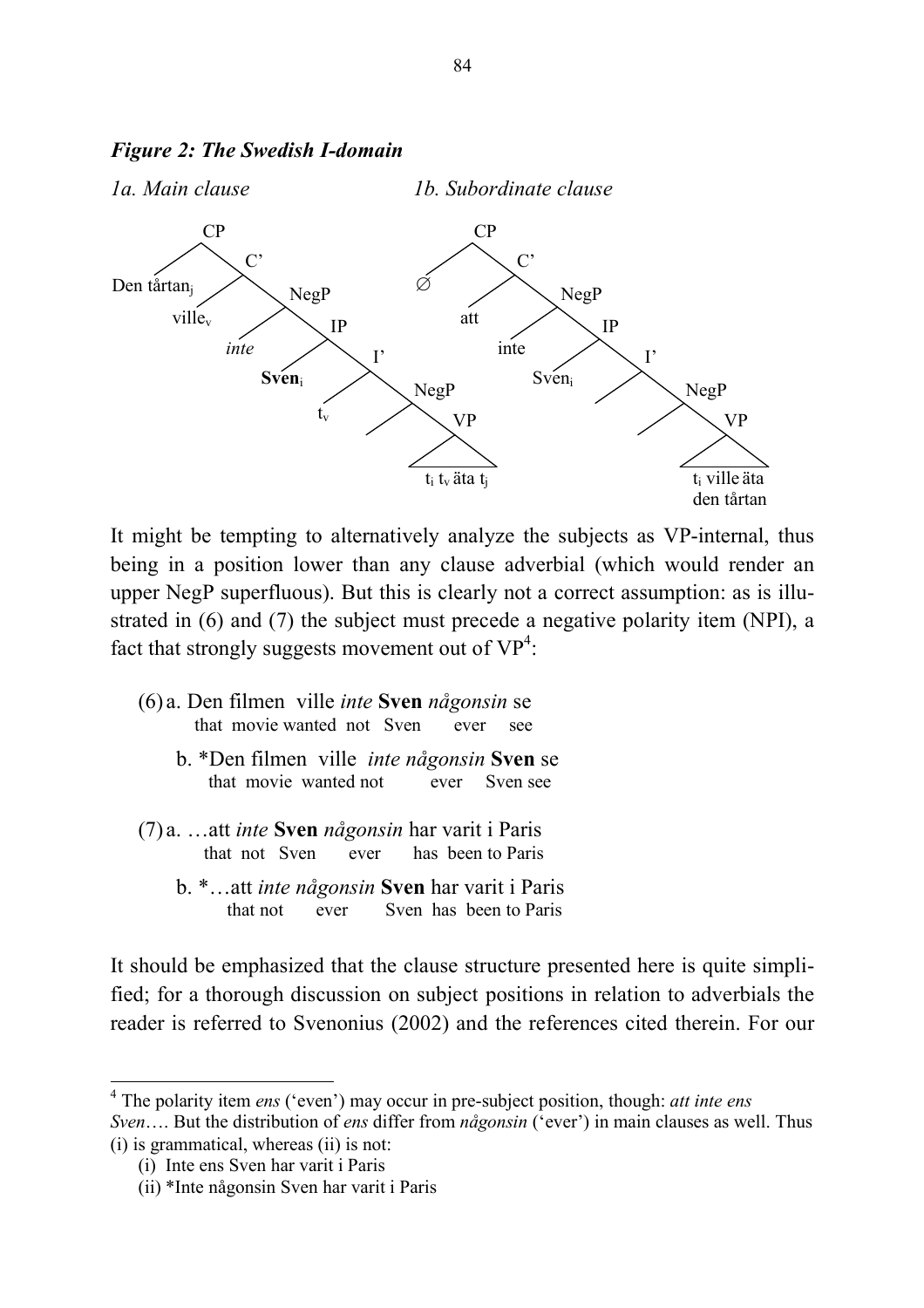***Figure 2: The Swedish I-domain***

*1a. Main clause* *1b. Subordinate clause*

```
1a. Main clause:
[CP Den tårtan_j [C' ville_v [NegP inte [IP Sven_i [I' t_v [NegP [VP t_i t_v äta t_j]]]]]]]

1b. Subordinate clause:
[CP ∅ [C' att [NegP inte [IP Sven_i [I' [NegP [VP t_i ville äta den tårtan]]]]]]]
```

It might be tempting to alternatively analyze the subjects as VP-internal, thus being in a position lower than any clause adverbial (which would render an upper NegP superfluous). But this is clearly not a correct assumption: as is illustrated in (6) and (7) the subject must precede a negative polarity item (NPI), a fact that strongly suggests movement out of VP[4]:

(6) a. Den filmen ville *inte* **Sven** *någonsin* se
   that movie wanted not Sven ever see

  b. *Den filmen ville *inte någonsin* **Sven** se
   that movie wanted not ever Sven see

(7) a. …att *inte* **Sven** *någonsin* har varit i Paris
   that not Sven ever has been to Paris

  b. *…att *inte någonsin* **Sven** har varit i Paris
   that not ever Sven has been to Paris

It should be emphasized that the clause structure presented here is quite simplified; for a thorough discussion on subject positions in relation to adverbials the reader is referred to Svenonius (2002) and the references cited therein. For our

---

[4] The polarity item *ens* ('even') may occur in pre-subject position, though: *att inte ens Sven*…. But the distribution of *ens* differ from *någonsin* ('ever') in main clauses as well. Thus (i) is grammatical, whereas (ii) is not:

(i) Inte ens Sven har varit i Paris
(ii) *Inte någonsin Sven har varit i Paris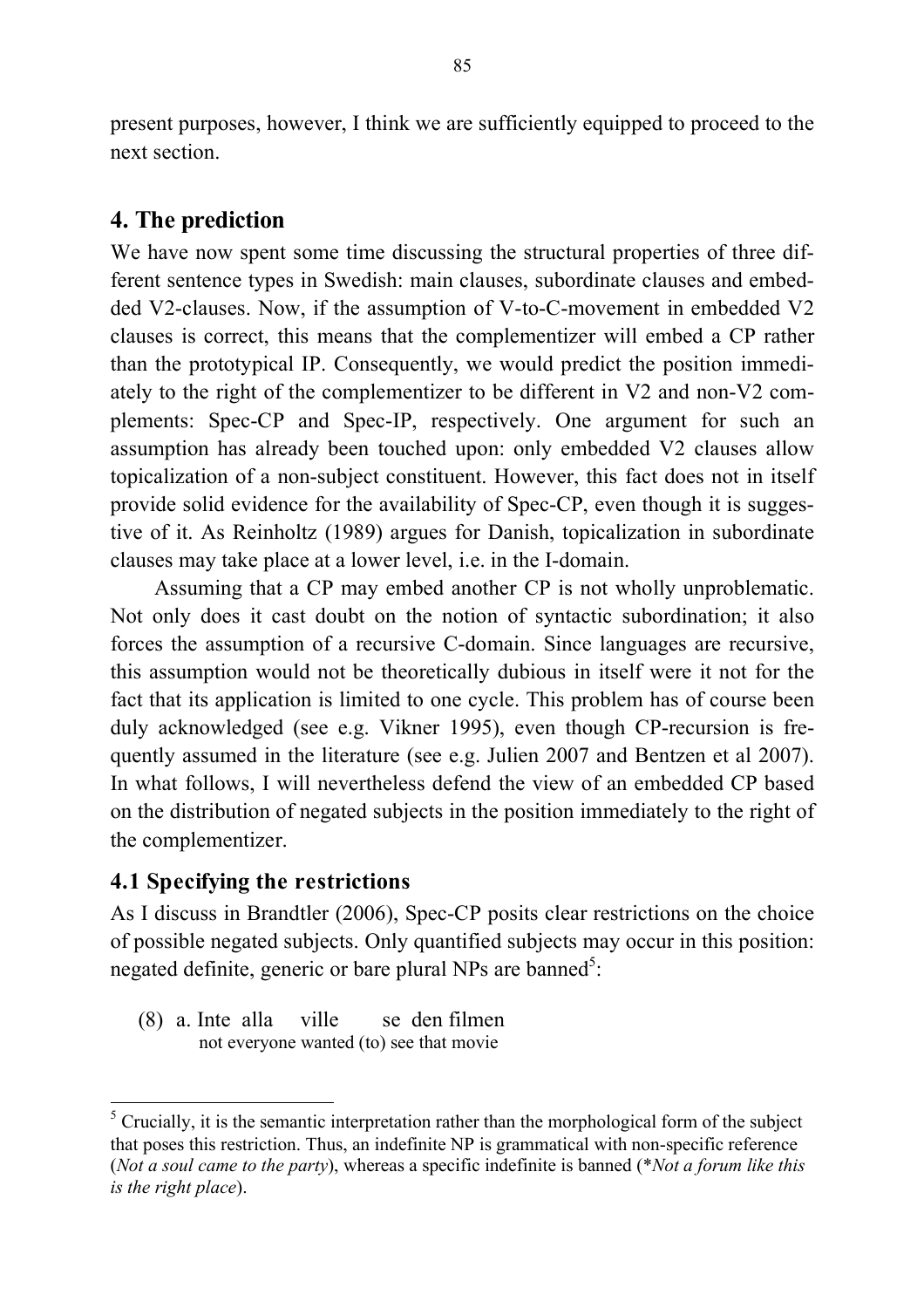present purposes, however, I think we are sufficiently equipped to proceed to the next section.

## 4. The prediction

We have now spent some time discussing the structural properties of three different sentence types in Swedish: main clauses, subordinate clauses and embedded V2-clauses. Now, if the assumption of V-to-C-movement in embedded V2 clauses is correct, this means that the complementizer will embed a CP rather than the prototypical IP. Consequently, we would predict the position immediately to the right of the complementizer to be different in V2 and non-V2 complements: Spec-CP and Spec-IP, respectively. One argument for such an assumption has already been touched upon: only embedded V2 clauses allow topicalization of a non-subject constituent. However, this fact does not in itself provide solid evidence for the availability of Spec-CP, even though it is suggestive of it. As Reinholtz (1989) argues for Danish, topicalization in subordinate clauses may take place at a lower level, i.e. in the I-domain.

Assuming that a CP may embed another CP is not wholly unproblematic. Not only does it cast doubt on the notion of syntactic subordination; it also forces the assumption of a recursive C-domain. Since languages are recursive, this assumption would not be theoretically dubious in itself were it not for the fact that its application is limited to one cycle. This problem has of course been duly acknowledged (see e.g. Vikner 1995), even though CP-recursion is frequently assumed in the literature (see e.g. Julien 2007 and Bentzen et al 2007). In what follows, I will nevertheless defend the view of an embedded CP based on the distribution of negated subjects in the position immediately to the right of the complementizer.

### 4.1 Specifying the restrictions

As I discuss in Brandtler (2006), Spec-CP posits clear restrictions on the choice of possible negated subjects. Only quantified subjects may occur in this position: negated definite, generic or bare plural NPs are banned[5]:

(8) a. Inte alla ville se den filmen
    not everyone wanted (to) see that movie

---

[5] Crucially, it is the semantic interpretation rather than the morphological form of the subject that poses this restriction. Thus, an indefinite NP is grammatical with non-specific reference (*Not a soul came to the party*), whereas a specific indefinite is banned (*\*Not a forum like this is the right place*).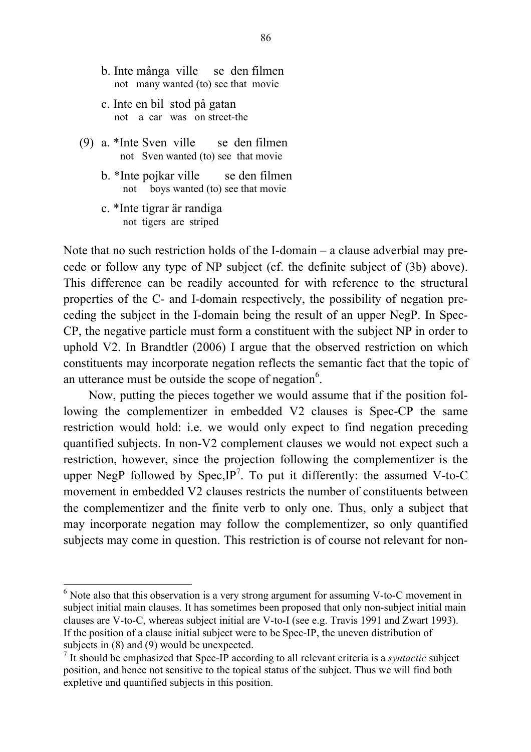b. Inte många ville se den filmen
   not many wanted (to) see that movie

c. Inte en bil stod på gatan
   not a car was on street-the

(9) a. *Inte Sven ville se den filmen
   not Sven wanted (to) see that movie

b. *Inte pojkar ville se den filmen
   not boys wanted (to) see that movie

c. *Inte tigrar är randiga
   not tigers are striped

Note that no such restriction holds of the I-domain – a clause adverbial may precede or follow any type of NP subject (cf. the definite subject of (3b) above). This difference can be readily accounted for with reference to the structural properties of the C- and I-domain respectively, the possibility of negation preceding the subject in the I-domain being the result of an upper NegP. In Spec-CP, the negative particle must form a constituent with the subject NP in order to uphold V2. In Brandtler (2006) I argue that the observed restriction on which constituents may incorporate negation reflects the semantic fact that the topic of an utterance must be outside the scope of negation[6].

Now, putting the pieces together we would assume that if the position following the complementizer in embedded V2 clauses is Spec-CP the same restriction would hold: i.e. we would only expect to find negation preceding quantified subjects. In non-V2 complement clauses we would not expect such a restriction, however, since the projection following the complementizer is the upper NegP followed by Spec,IP[7]. To put it differently: the assumed V-to-C movement in embedded V2 clauses restricts the number of constituents between the complementizer and the finite verb to only one. Thus, only a subject that may incorporate negation may follow the complementizer, so only quantified subjects may come in question. This restriction is of course not relevant for non-

[6] Note also that this observation is a very strong argument for assuming V-to-C movement in subject initial main clauses. It has sometimes been proposed that only non-subject initial main clauses are V-to-C, whereas subject initial are V-to-I (see e.g. Travis 1991 and Zwart 1993). If the position of a clause initial subject were to be Spec-IP, the uneven distribution of subjects in (8) and (9) would be unexpected.

[7] It should be emphasized that Spec-IP according to all relevant criteria is a *syntactic* subject position, and hence not sensitive to the topical status of the subject. Thus we will find both expletive and quantified subjects in this position.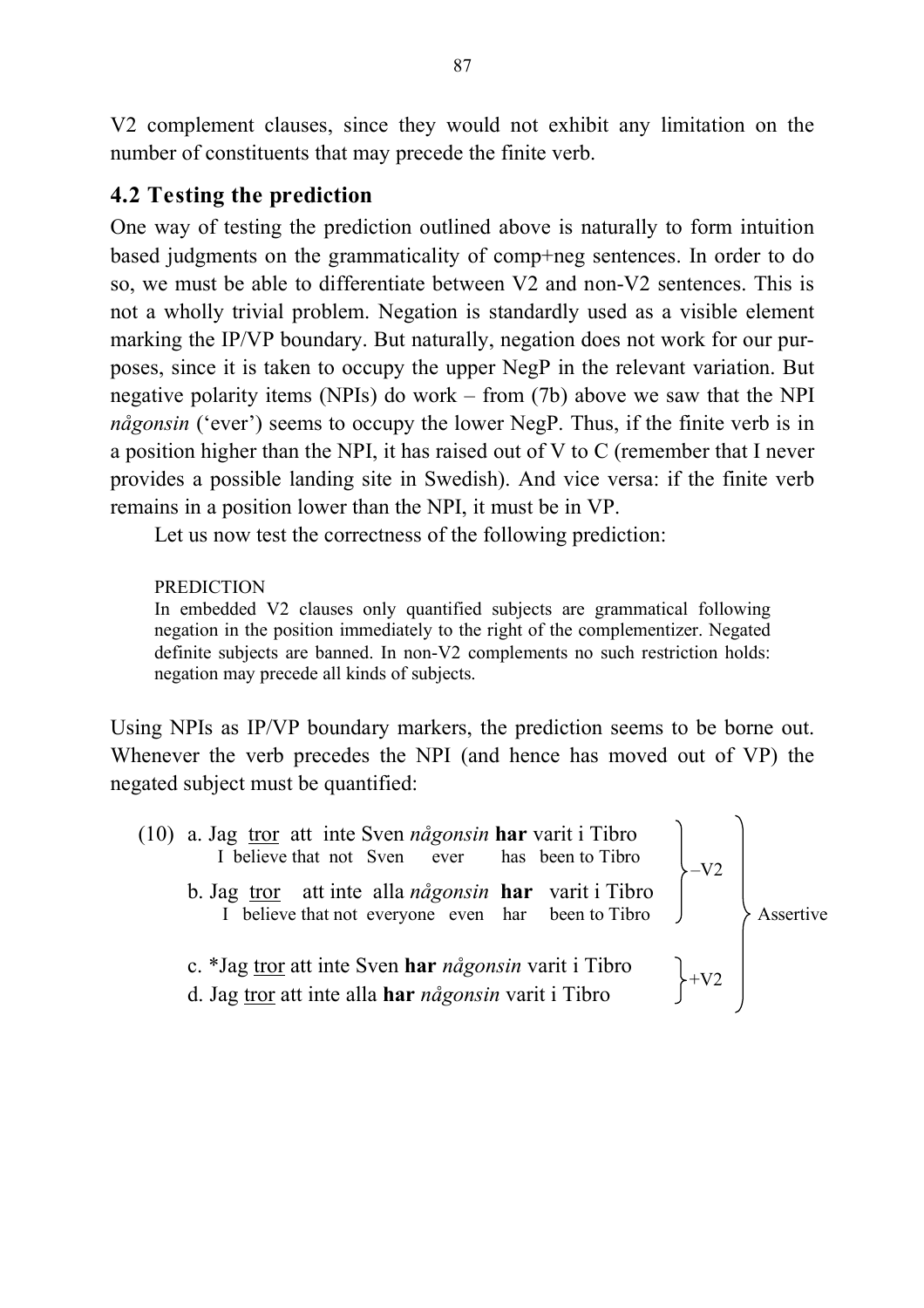V2 complement clauses, since they would not exhibit any limitation on the number of constituents that may precede the finite verb.

## 4.2 Testing the prediction

One way of testing the prediction outlined above is naturally to form intuition based judgments on the grammaticality of comp+neg sentences. In order to do so, we must be able to differentiate between V2 and non-V2 sentences. This is not a wholly trivial problem. Negation is standardly used as a visible element marking the IP/VP boundary. But naturally, negation does not work for our purposes, since it is taken to occupy the upper NegP in the relevant variation. But negative polarity items (NPIs) do work – from (7b) above we saw that the NPI *någonsin* ('ever') seems to occupy the lower NegP. Thus, if the finite verb is in a position higher than the NPI, it has raised out of V to C (remember that I never provides a possible landing site in Swedish). And vice versa: if the finite verb remains in a position lower than the NPI, it must be in VP.

Let us now test the correctness of the following prediction:

> PREDICTION
> In embedded V2 clauses only quantified subjects are grammatical following negation in the position immediately to the right of the complementizer. Negated definite subjects are banned. In non-V2 complements no such restriction holds: negation may precede all kinds of subjects.

Using NPIs as IP/VP boundary markers, the prediction seems to be borne out. Whenever the verb precedes the NPI (and hence has moved out of VP) the negated subject must be quantified:

(10) a. Jag tror att inte Sven *någonsin* **har** varit i Tibro  
  I believe that not Sven ever has been to Tibro  
 b. Jag tror att inte alla *någonsin* **har** varit i Tibro  
  I believe that not everyone even har been to Tibro  
 } –V2

 c. *Jag tror att inte Sven **har** *någonsin* varit i Tibro  
 d. Jag tror att inte alla **har** *någonsin* varit i Tibro  
 } +V2

(a–d: Assertive)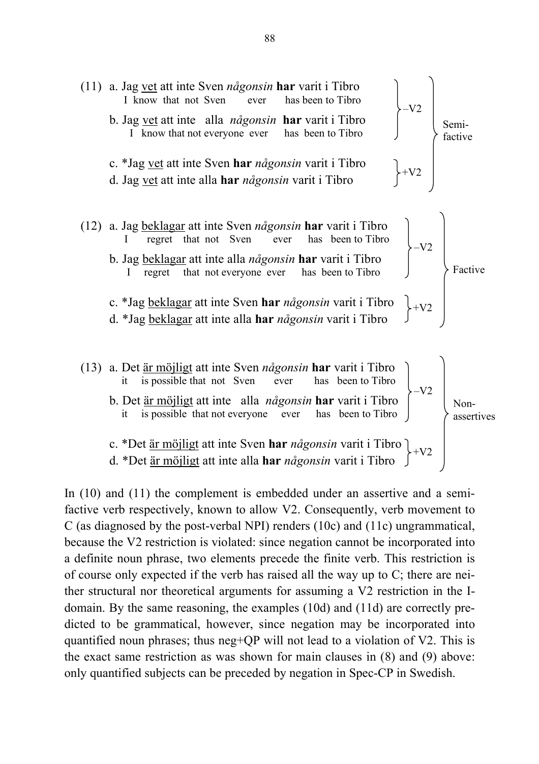(11) a. Jag <u>vet</u> att inte Sven *någonsin* **har** varit i Tibro
  I know that not Sven ever has been to Tibro

 b. Jag <u>vet</u> att inte alla *någonsin* **har** varit i Tibro
  I know that not everyone ever has been to Tibro

 c. *Jag <u>vet</u> att inte Sven **har** *någonsin* varit i Tibro

 d. Jag <u>vet</u> att inte alla **har** *någonsin* varit i Tibro

(a–b: –V2; c–d: +V2; Semi-factive)

(12) a. Jag <u>beklagar</u> att inte Sven *någonsin* **har** varit i Tibro
  I regret that not Sven ever has been to Tibro

 b. Jag <u>beklagar</u> att inte alla *någonsin* **har** varit i Tibro
  I regret that not everyone ever has been to Tibro

 c. *Jag <u>beklagar</u> att inte Sven **har** *någonsin* varit i Tibro

 d. *Jag <u>beklagar</u> att inte alla **har** *någonsin* varit i Tibro

(a–b: –V2; c–d: +V2; Factive)

(13) a. Det <u>är möjligt</u> att inte Sven *någonsin* **har** varit i Tibro
  it is possible that not Sven ever has been to Tibro

 b. Det <u>är möjligt</u> att inte alla *någonsin* **har** varit i Tibro
  it is possible that not everyone ever has been to Tibro

 c. *Det <u>är möjligt</u> att inte Sven **har** *någonsin* varit i Tibro

 d. *Det <u>är möjligt</u> att inte alla **har** *någonsin* varit i Tibro

(a–b: –V2; c–d: +V2; Non-assertives)

In (10) and (11) the complement is embedded under an assertive and a semi-factive verb respectively, known to allow V2. Consequently, verb movement to C (as diagnosed by the post-verbal NPI) renders (10c) and (11c) ungrammatical, because the V2 restriction is violated: since negation cannot be incorporated into a definite noun phrase, two elements precede the finite verb. This restriction is of course only expected if the verb has raised all the way up to C; there are neither structural nor theoretical arguments for assuming a V2 restriction in the I-domain. By the same reasoning, the examples (10d) and (11d) are correctly predicted to be grammatical, however, since negation may be incorporated into quantified noun phrases; thus neg+QP will not lead to a violation of V2. This is the exact same restriction as was shown for main clauses in (8) and (9) above: only quantified subjects can be preceded by negation in Spec-CP in Swedish.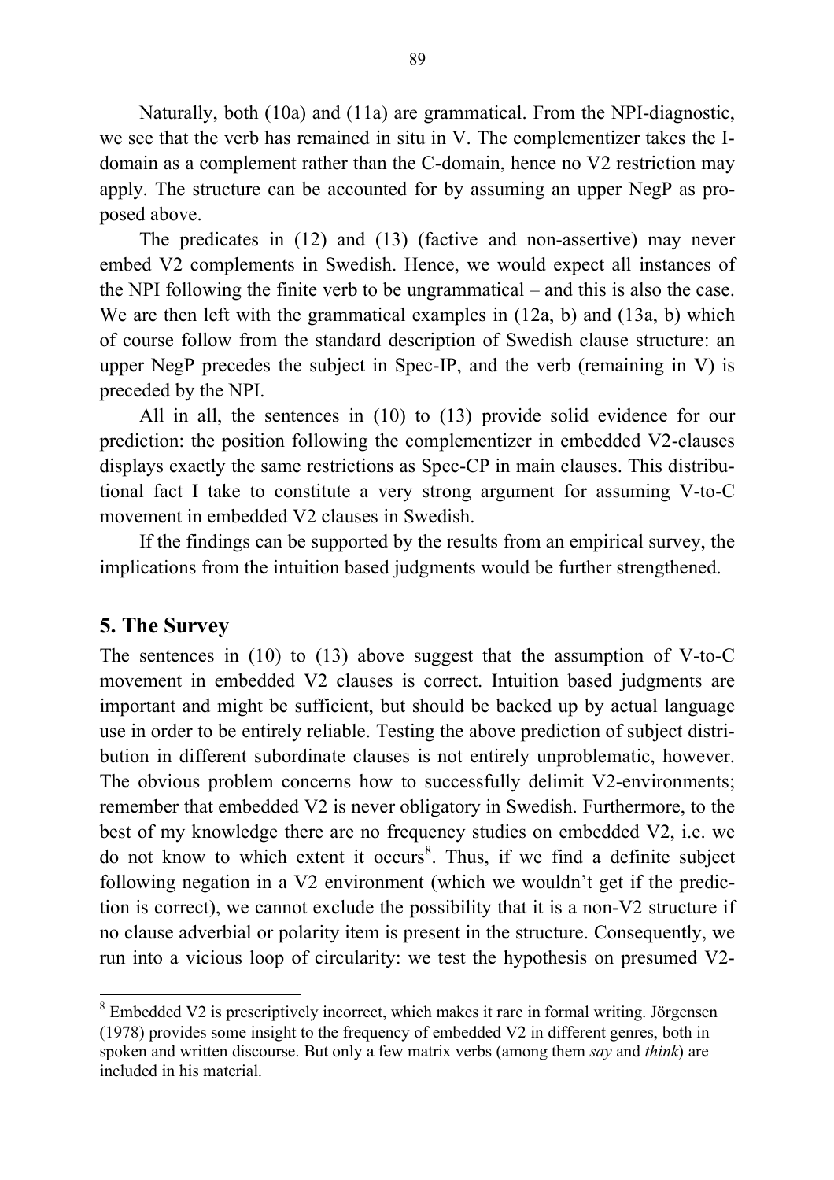Naturally, both (10a) and (11a) are grammatical. From the NPI-diagnostic, we see that the verb has remained in situ in V. The complementizer takes the I-domain as a complement rather than the C-domain, hence no V2 restriction may apply. The structure can be accounted for by assuming an upper NegP as proposed above.

The predicates in (12) and (13) (factive and non-assertive) may never embed V2 complements in Swedish. Hence, we would expect all instances of the NPI following the finite verb to be ungrammatical – and this is also the case. We are then left with the grammatical examples in (12a, b) and (13a, b) which of course follow from the standard description of Swedish clause structure: an upper NegP precedes the subject in Spec-IP, and the verb (remaining in V) is preceded by the NPI.

All in all, the sentences in (10) to (13) provide solid evidence for our prediction: the position following the complementizer in embedded V2-clauses displays exactly the same restrictions as Spec-CP in main clauses. This distributional fact I take to constitute a very strong argument for assuming V-to-C movement in embedded V2 clauses in Swedish.

If the findings can be supported by the results from an empirical survey, the implications from the intuition based judgments would be further strengthened.

## 5. The Survey

The sentences in (10) to (13) above suggest that the assumption of V-to-C movement in embedded V2 clauses is correct. Intuition based judgments are important and might be sufficient, but should be backed up by actual language use in order to be entirely reliable. Testing the above prediction of subject distribution in different subordinate clauses is not entirely unproblematic, however. The obvious problem concerns how to successfully delimit V2-environments; remember that embedded V2 is never obligatory in Swedish. Furthermore, to the best of my knowledge there are no frequency studies on embedded V2, i.e. we do not know to which extent it occurs[8]. Thus, if we find a definite subject following negation in a V2 environment (which we wouldn't get if the prediction is correct), we cannot exclude the possibility that it is a non-V2 structure if no clause adverbial or polarity item is present in the structure. Consequently, we run into a vicious loop of circularity: we test the hypothesis on presumed V2-

[8] Embedded V2 is prescriptively incorrect, which makes it rare in formal writing. Jörgensen (1978) provides some insight to the frequency of embedded V2 in different genres, both in spoken and written discourse. But only a few matrix verbs (among them *say* and *think*) are included in his material.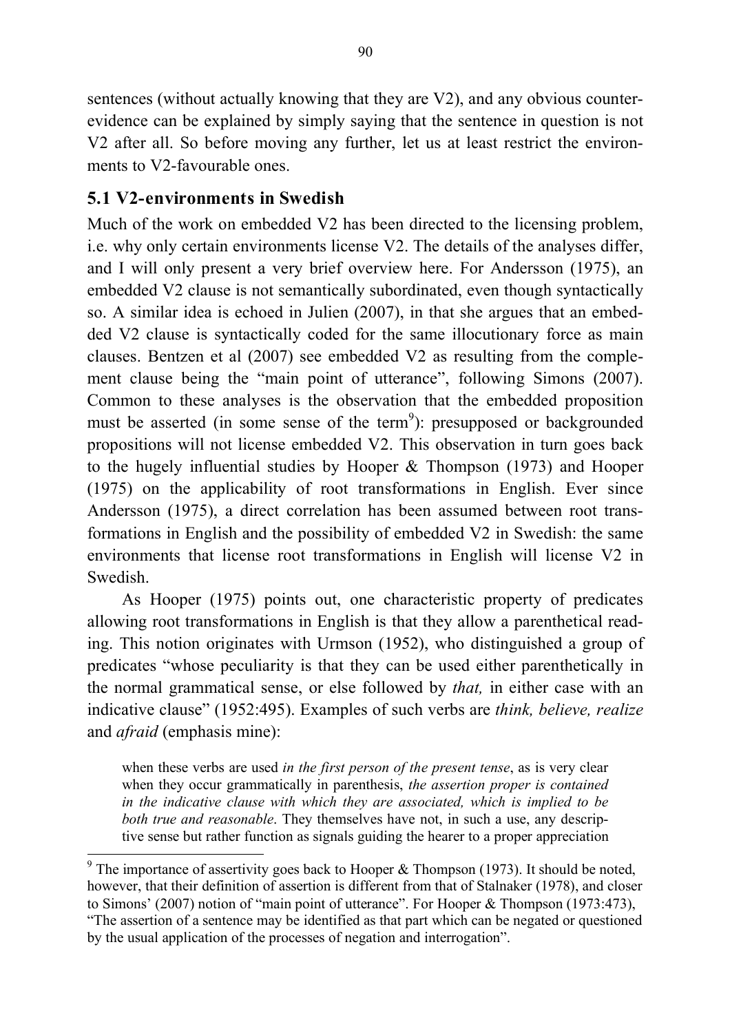sentences (without actually knowing that they are V2), and any obvious counter-evidence can be explained by simply saying that the sentence in question is not V2 after all. So before moving any further, let us at least restrict the environments to V2-favourable ones.

## 5.1 V2-environments in Swedish

Much of the work on embedded V2 has been directed to the licensing problem, i.e. why only certain environments license V2. The details of the analyses differ, and I will only present a very brief overview here. For Andersson (1975), an embedded V2 clause is not semantically subordinated, even though syntactically so. A similar idea is echoed in Julien (2007), in that she argues that an embedded V2 clause is syntactically coded for the same illocutionary force as main clauses. Bentzen et al (2007) see embedded V2 as resulting from the complement clause being the "main point of utterance", following Simons (2007). Common to these analyses is the observation that the embedded proposition must be asserted (in some sense of the term[9]): presupposed or backgrounded propositions will not license embedded V2. This observation in turn goes back to the hugely influential studies by Hooper & Thompson (1973) and Hooper (1975) on the applicability of root transformations in English. Ever since Andersson (1975), a direct correlation has been assumed between root transformations in English and the possibility of embedded V2 in Swedish: the same environments that license root transformations in English will license V2 in Swedish.

As Hooper (1975) points out, one characteristic property of predicates allowing root transformations in English is that they allow a parenthetical reading. This notion originates with Urmson (1952), who distinguished a group of predicates "whose peculiarity is that they can be used either parenthetically in the normal grammatical sense, or else followed by *that,* in either case with an indicative clause" (1952:495). Examples of such verbs are *think, believe, realize* and *afraid* (emphasis mine):

> when these verbs are used *in the first person of the present tense*, as is very clear when they occur grammatically in parenthesis, *the assertion proper is contained in the indicative clause with which they are associated, which is implied to be both true and reasonable*. They themselves have not, in such a use, any descriptive sense but rather function as signals guiding the hearer to a proper appreciation

---

[9] The importance of assertivity goes back to Hooper & Thompson (1973). It should be noted, however, that their definition of assertion is different from that of Stalnaker (1978), and closer to Simons' (2007) notion of "main point of utterance". For Hooper & Thompson (1973:473), "The assertion of a sentence may be identified as that part which can be negated or questioned by the usual application of the processes of negation and interrogation".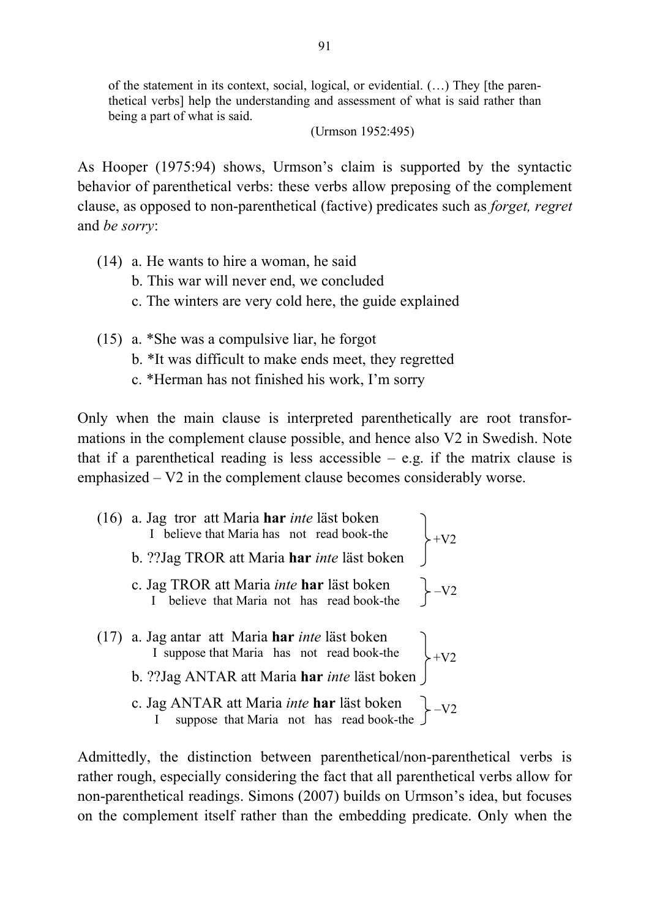> of the statement in its context, social, logical, or evidential. (…) They [the parenthetical verbs] help the understanding and assessment of what is said rather than being a part of what is said.
>
> (Urmson 1952:495)

As Hooper (1975:94) shows, Urmson's claim is supported by the syntactic behavior of parenthetical verbs: these verbs allow preposing of the complement clause, as opposed to non-parenthetical (factive) predicates such as *forget, regret* and *be sorry*:

(14) a. He wants to hire a woman, he said
 b. This war will never end, we concluded
 c. The winters are very cold here, the guide explained

(15) a. *She was a compulsive liar, he forgot
 b. *It was difficult to make ends meet, they regretted
 c. *Herman has not finished his work, I'm sorry

Only when the main clause is interpreted parenthetically are root transformations in the complement clause possible, and hence also V2 in Swedish. Note that if a parenthetical reading is less accessible – e.g. if the matrix clause is emphasized – V2 in the complement clause becomes considerably worse.

(16) a. Jag tror att Maria **har** *inte* läst boken (+V2)
 I believe that Maria has not read book-the
 b. ??Jag TROR att Maria **har** *inte* läst boken (+V2)
 c. Jag TROR att Maria *inte* **har** läst boken (–V2)
 I believe that Maria not has read book-the

(17) a. Jag antar att Maria **har** *inte* läst boken (+V2)
 I suppose that Maria has not read book-the
 b. ??Jag ANTAR att Maria **har** *inte* läst boken (+V2)
 c. Jag ANTAR att Maria *inte* **har** läst boken (–V2)
 I suppose that Maria not has read book-the

Admittedly, the distinction between parenthetical/non-parenthetical verbs is rather rough, especially considering the fact that all parenthetical verbs allow for non-parenthetical readings. Simons (2007) builds on Urmson's idea, but focuses on the complement itself rather than the embedding predicate. Only when the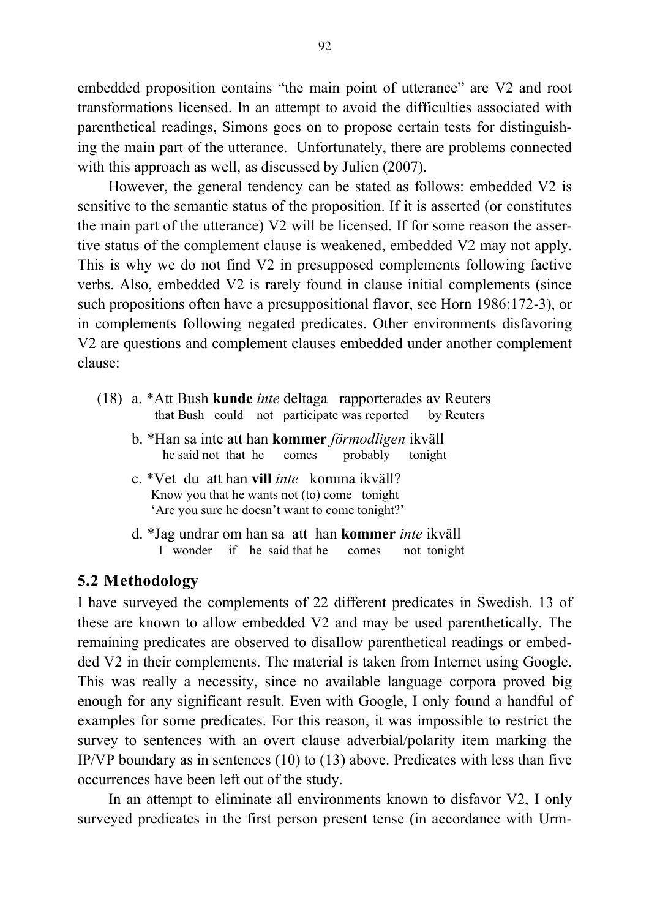embedded proposition contains "the main point of utterance" are V2 and root transformations licensed. In an attempt to avoid the difficulties associated with parenthetical readings, Simons goes on to propose certain tests for distinguishing the main part of the utterance. Unfortunately, there are problems connected with this approach as well, as discussed by Julien (2007).

However, the general tendency can be stated as follows: embedded V2 is sensitive to the semantic status of the proposition. If it is asserted (or constitutes the main part of the utterance) V2 will be licensed. If for some reason the assertive status of the complement clause is weakened, embedded V2 may not apply. This is why we do not find V2 in presupposed complements following factive verbs. Also, embedded V2 is rarely found in clause initial complements (since such propositions often have a presuppositional flavor, see Horn 1986:172-3), or in complements following negated predicates. Other environments disfavoring V2 are questions and complement clauses embedded under another complement clause:

(18) a. *Att Bush **kunde** *inte* deltaga rapporterades av Reuters
that Bush could not participate was reported by Reuters

b. *Han sa inte att han **kommer** *förmodligen* ikväll
he said not that he comes probably tonight

c. *Vet du att han **vill** *inte* komma ikväll?
Know you that he wants not (to) come tonight
'Are you sure he doesn't want to come tonight?'

d. *Jag undrar om han sa att han **kommer** *inte* ikväll
I wonder if he said that he comes not tonight

## 5.2 Methodology

I have surveyed the complements of 22 different predicates in Swedish. 13 of these are known to allow embedded V2 and may be used parenthetically. The remaining predicates are observed to disallow parenthetical readings or embedded V2 in their complements. The material is taken from Internet using Google. This was really a necessity, since no available language corpora proved big enough for any significant result. Even with Google, I only found a handful of examples for some predicates. For this reason, it was impossible to restrict the survey to sentences with an overt clause adverbial/polarity item marking the IP/VP boundary as in sentences (10) to (13) above. Predicates with less than five occurrences have been left out of the study.

In an attempt to eliminate all environments known to disfavor V2, I only surveyed predicates in the first person present tense (in accordance with Urm-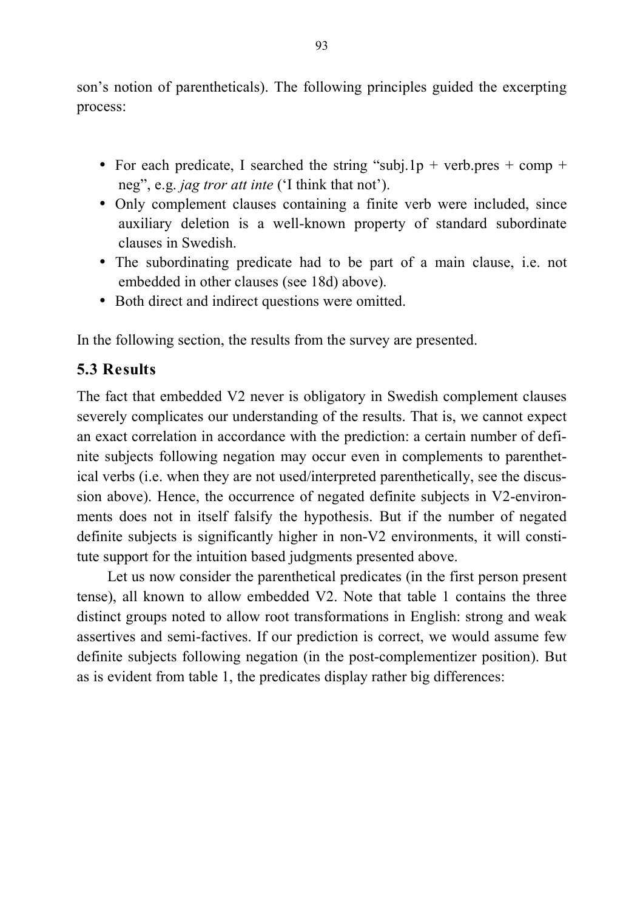son's notion of parentheticals). The following principles guided the excerpting process:

- For each predicate, I searched the string "subj.1p + verb.pres + comp + neg", e.g. *jag tror att inte* ('I think that not').
- Only complement clauses containing a finite verb were included, since auxiliary deletion is a well-known property of standard subordinate clauses in Swedish.
- The subordinating predicate had to be part of a main clause, i.e. not embedded in other clauses (see 18d) above).
- Both direct and indirect questions were omitted.

In the following section, the results from the survey are presented.

### 5.3 Results

The fact that embedded V2 never is obligatory in Swedish complement clauses severely complicates our understanding of the results. That is, we cannot expect an exact correlation in accordance with the prediction: a certain number of definite subjects following negation may occur even in complements to parenthetical verbs (i.e. when they are not used/interpreted parenthetically, see the discussion above). Hence, the occurrence of negated definite subjects in V2-environments does not in itself falsify the hypothesis. But if the number of negated definite subjects is significantly higher in non-V2 environments, it will constitute support for the intuition based judgments presented above.

Let us now consider the parenthetical predicates (in the first person present tense), all known to allow embedded V2. Note that table 1 contains the three distinct groups noted to allow root transformations in English: strong and weak assertives and semi-factives. If our prediction is correct, we would assume few definite subjects following negation (in the post-complementizer position). But as is evident from table 1, the predicates display rather big differences: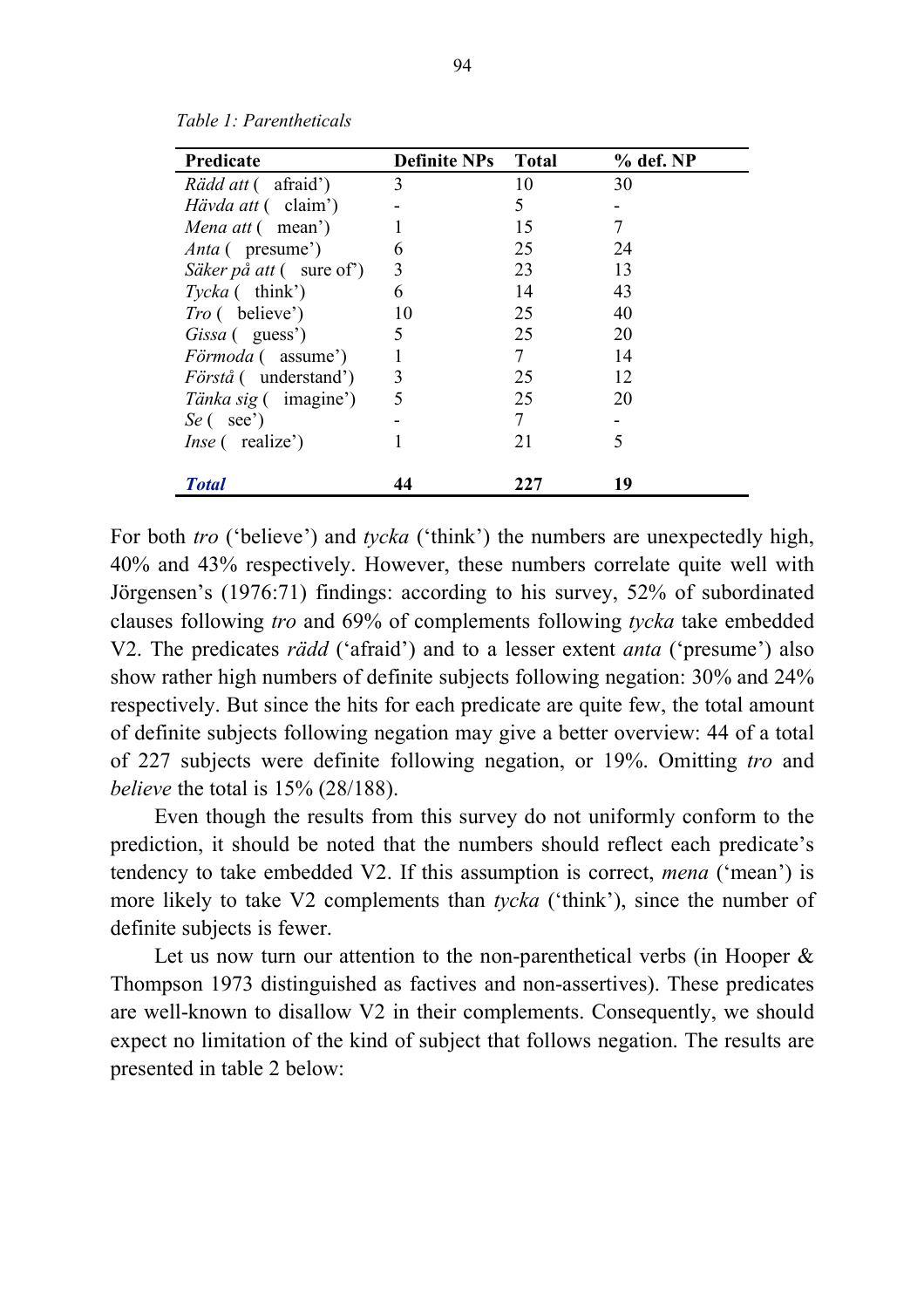*Table 1: Parentheticals*

| Predicate | Definite NPs | Total | % def. NP |
|---|---|---|---|
| *Rädd att* (  afraid') | 3 | 10 | 30 |
| *Hävda att* (  claim') | - | 5 | - |
| *Mena att* (  mean') | 1 | 15 | 7 |
| *Anta* (  presume') | 6 | 25 | 24 |
| *Säker på att* (  sure of') | 3 | 23 | 13 |
| *Tycka* (  think') | 6 | 14 | 43 |
| *Tro* (  believe') | 10 | 25 | 40 |
| *Gissa* (  guess') | 5 | 25 | 20 |
| *Förmoda* (  assume') | 1 | 7 | 14 |
| *Förstå* (  understand') | 3 | 25 | 12 |
| *Tänka sig* (  imagine') | 5 | 25 | 20 |
| *Se* (  see') | - | 7 | - |
| *Inse* (  realize') | 1 | 21 | 5 |
| ***Total*** | **44** | **227** | **19** |

For both *tro* ('believe') and *tycka* ('think') the numbers are unexpectedly high, 40% and 43% respectively. However, these numbers correlate quite well with Jörgensen's (1976:71) findings: according to his survey, 52% of subordinated clauses following *tro* and 69% of complements following *tycka* take embedded V2. The predicates *rädd* ('afraid') and to a lesser extent *anta* ('presume') also show rather high numbers of definite subjects following negation: 30% and 24% respectively. But since the hits for each predicate are quite few, the total amount of definite subjects following negation may give a better overview: 44 of a total of 227 subjects were definite following negation, or 19%. Omitting *tro* and *believe* the total is 15% (28/188).

Even though the results from this survey do not uniformly conform to the prediction, it should be noted that the numbers should reflect each predicate's tendency to take embedded V2. If this assumption is correct, *mena* ('mean') is more likely to take V2 complements than *tycka* ('think'), since the number of definite subjects is fewer.

Let us now turn our attention to the non-parenthetical verbs (in Hooper & Thompson 1973 distinguished as factives and non-assertives). These predicates are well-known to disallow V2 in their complements. Consequently, we should expect no limitation of the kind of subject that follows negation. The results are presented in table 2 below: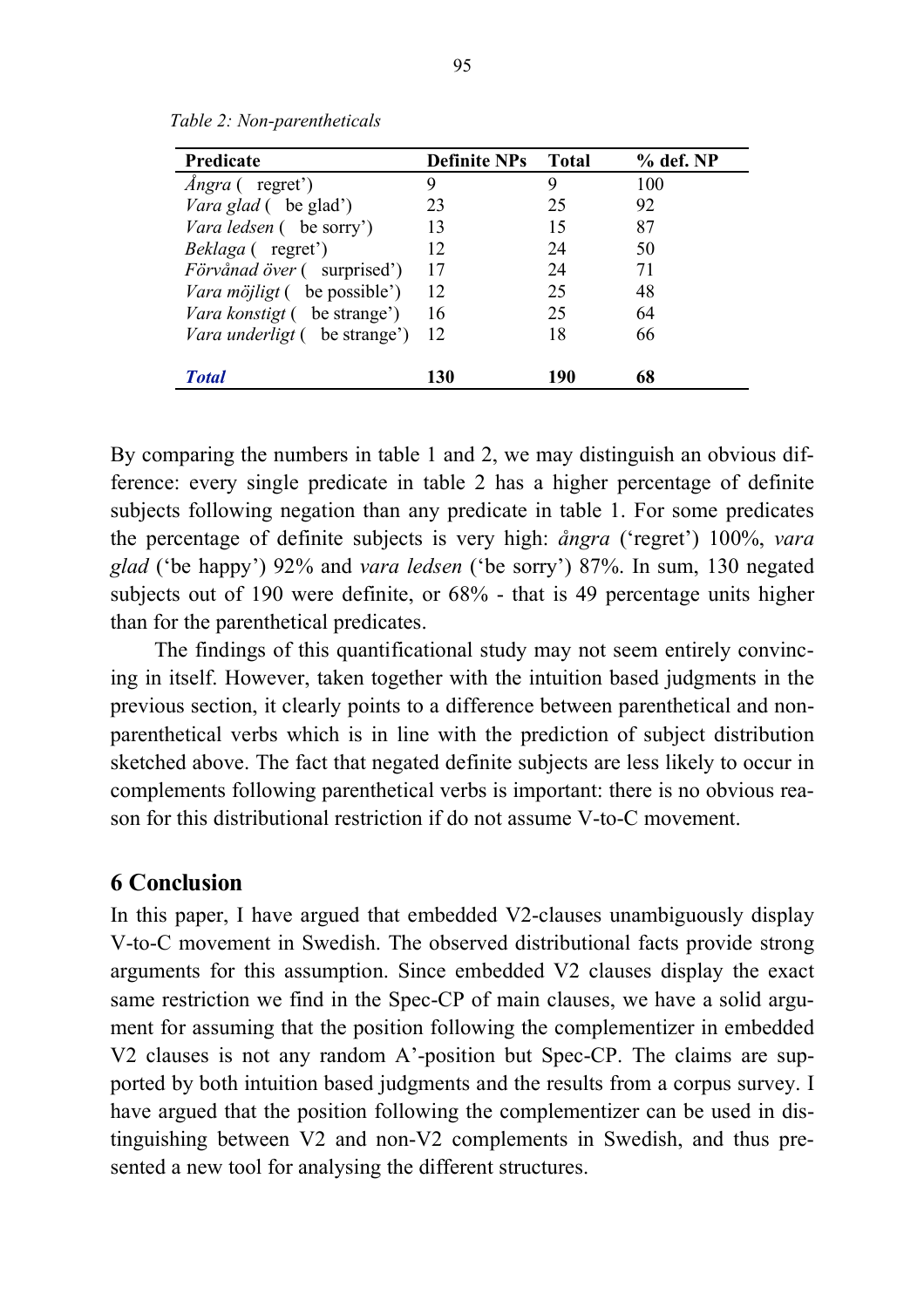*Table 2: Non-parentheticals*

| Predicate | Definite NPs | Total | % def. NP |
|---|---|---|---|
| *Ångra* ( regret') | 9 | 9 | 100 |
| *Vara glad* ( be glad') | 23 | 25 | 92 |
| *Vara ledsen* ( be sorry') | 13 | 15 | 87 |
| *Beklaga* ( regret') | 12 | 24 | 50 |
| *Förvånad över* ( surprised') | 17 | 24 | 71 |
| *Vara möjligt* ( be possible') | 12 | 25 | 48 |
| *Vara konstigt* ( be strange') | 16 | 25 | 64 |
| *Vara underligt* ( be strange') | 12 | 18 | 66 |
| ***Total*** | **130** | **190** | **68** |

By comparing the numbers in table 1 and 2, we may distinguish an obvious difference: every single predicate in table 2 has a higher percentage of definite subjects following negation than any predicate in table 1. For some predicates the percentage of definite subjects is very high: *ångra* ('regret') 100%, *vara glad* ('be happy') 92% and *vara ledsen* ('be sorry') 87%. In sum, 130 negated subjects out of 190 were definite, or 68% - that is 49 percentage units higher than for the parenthetical predicates.

The findings of this quantificational study may not seem entirely convincing in itself. However, taken together with the intuition based judgments in the previous section, it clearly points to a difference between parenthetical and non-parenthetical verbs which is in line with the prediction of subject distribution sketched above. The fact that negated definite subjects are less likely to occur in complements following parenthetical verbs is important: there is no obvious reason for this distributional restriction if do not assume V-to-C movement.

## 6 Conclusion

In this paper, I have argued that embedded V2-clauses unambiguously display V-to-C movement in Swedish. The observed distributional facts provide strong arguments for this assumption. Since embedded V2 clauses display the exact same restriction we find in the Spec-CP of main clauses, we have a solid argument for assuming that the position following the complementizer in embedded V2 clauses is not any random A'-position but Spec-CP. The claims are supported by both intuition based judgments and the results from a corpus survey. I have argued that the position following the complementizer can be used in distinguishing between V2 and non-V2 complements in Swedish, and thus presented a new tool for analysing the different structures.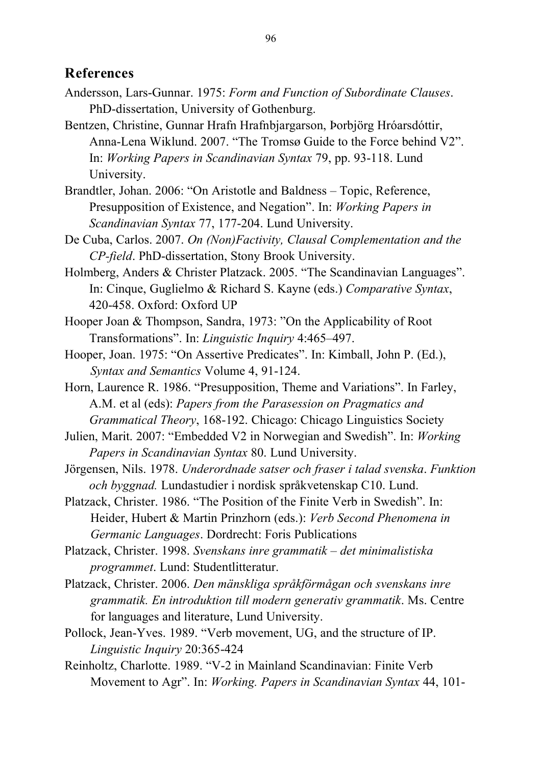## References

Andersson, Lars-Gunnar. 1975: *Form and Function of Subordinate Clauses*. PhD-dissertation, University of Gothenburg.

Bentzen, Christine, Gunnar Hrafn Hrafnbjargarson, Þorbjörg Hróarsdóttir, Anna-Lena Wiklund. 2007. "The Tromsø Guide to the Force behind V2". In: *Working Papers in Scandinavian Syntax* 79, pp. 93-118. Lund University.

Brandtler, Johan. 2006: "On Aristotle and Baldness – Topic, Reference, Presupposition of Existence, and Negation". In: *Working Papers in Scandinavian Syntax* 77, 177-204. Lund University.

De Cuba, Carlos. 2007. *On (Non)Factivity, Clausal Complementation and the CP-field*. PhD-dissertation, Stony Brook University.

Holmberg, Anders & Christer Platzack. 2005. "The Scandinavian Languages". In: Cinque, Guglielmo & Richard S. Kayne (eds.) *Comparative Syntax*, 420-458. Oxford: Oxford UP

Hooper Joan & Thompson, Sandra, 1973: "On the Applicability of Root Transformations". In: *Linguistic Inquiry* 4:465–497.

Hooper, Joan. 1975: "On Assertive Predicates". In: Kimball, John P. (Ed.), *Syntax and Semantics* Volume 4, 91-124.

Horn, Laurence R. 1986. "Presupposition, Theme and Variations". In Farley, A.M. et al (eds): *Papers from the Parasession on Pragmatics and Grammatical Theory*, 168-192. Chicago: Chicago Linguistics Society

Julien, Marit. 2007: "Embedded V2 in Norwegian and Swedish". In: *Working Papers in Scandinavian Syntax* 80. Lund University.

Jörgensen, Nils. 1978. *Underordnade satser och fraser i talad svenska*. *Funktion och byggnad.* Lundastudier i nordisk språkvetenskap C10. Lund.

Platzack, Christer. 1986. "The Position of the Finite Verb in Swedish". In: Heider, Hubert & Martin Prinzhorn (eds.): *Verb Second Phenomena in Germanic Languages*. Dordrecht: Foris Publications

Platzack, Christer. 1998. *Svenskans inre grammatik – det minimalistiska programmet*. Lund: Studentlitteratur.

Platzack, Christer. 2006. *Den mänskliga språkförmågan och svenskans inre grammatik. En introduktion till modern generativ grammatik*. Ms. Centre for languages and literature, Lund University.

Pollock, Jean-Yves. 1989. "Verb movement, UG, and the structure of IP. *Linguistic Inquiry* 20:365-424

Reinholtz, Charlotte. 1989. "V-2 in Mainland Scandinavian: Finite Verb Movement to Agr". In: *Working. Papers in Scandinavian Syntax* 44, 101-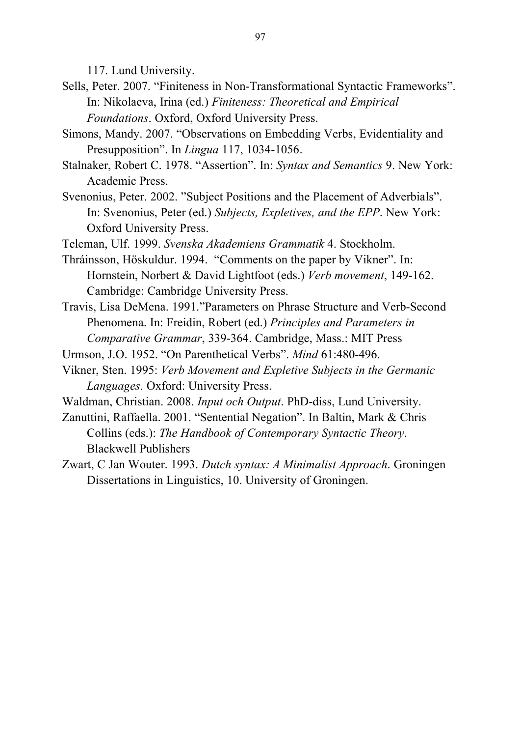117. Lund University.

Sells, Peter. 2007. “Finiteness in Non-Transformational Syntactic Frameworks”. In: Nikolaeva, Irina (ed.) *Finiteness: Theoretical and Empirical Foundations*. Oxford, Oxford University Press.

Simons, Mandy. 2007. “Observations on Embedding Verbs, Evidentiality and Presupposition”. In *Lingua* 117, 1034-1056.

Stalnaker, Robert C. 1978. “Assertion”. In: *Syntax and Semantics* 9. New York: Academic Press.

Svenonius, Peter. 2002. ”Subject Positions and the Placement of Adverbials”. In: Svenonius, Peter (ed.) *Subjects, Expletives, and the EPP*. New York: Oxford University Press.

Teleman, Ulf. 1999. *Svenska Akademiens Grammatik* 4. Stockholm.

Thráinsson, Höskuldur. 1994. “Comments on the paper by Vikner”. In: Hornstein, Norbert & David Lightfoot (eds.) *Verb movement*, 149-162. Cambridge: Cambridge University Press.

Travis, Lisa DeMena. 1991.”Parameters on Phrase Structure and Verb-Second Phenomena. In: Freidin, Robert (ed.) *Principles and Parameters in Comparative Grammar*, 339-364. Cambridge, Mass.: MIT Press

Urmson, J.O. 1952. “On Parenthetical Verbs”. *Mind* 61:480-496.

Vikner, Sten. 1995: *Verb Movement and Expletive Subjects in the Germanic Languages.* Oxford: University Press.

Waldman, Christian. 2008. *Input och Output*. PhD-diss, Lund University.

Zanuttini, Raffaella. 2001. “Sentential Negation”. In Baltin, Mark & Chris Collins (eds.): *The Handbook of Contemporary Syntactic Theory*. Blackwell Publishers

Zwart, C Jan Wouter. 1993. *Dutch syntax: A Minimalist Approach*. Groningen Dissertations in Linguistics, 10. University of Groningen.